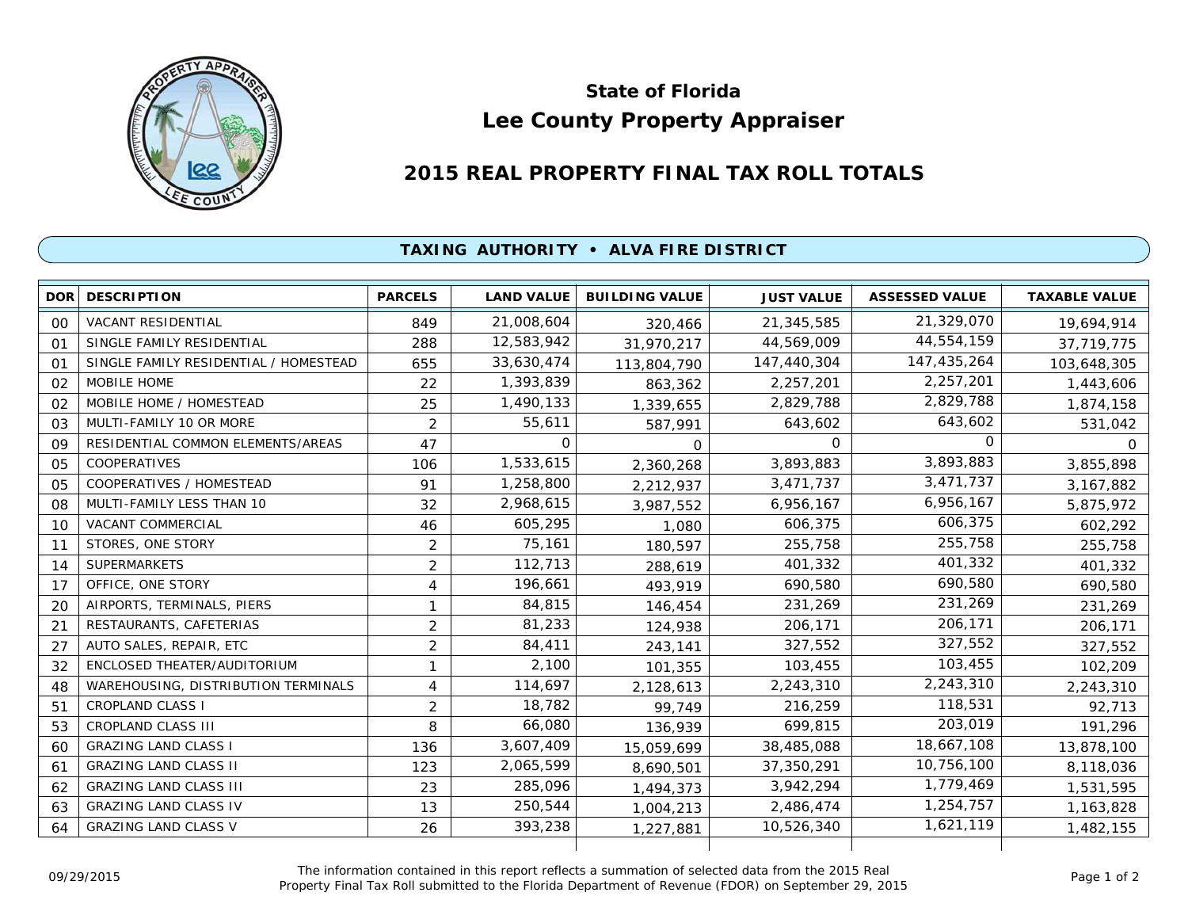# State of Florida
# Lee County Property Appraiser

## 2015 REAL PROPERTY FINAL TAX ROLL TOTALS

### TAXING AUTHORITY • ALVA FIRE DISTRICT

| DOR | DESCRIPTION | PARCELS | LAND VALUE | BUILDING VALUE | JUST VALUE | ASSESSED VALUE | TAXABLE VALUE |
|---|---|---|---|---|---|---|---|
| 00 | VACANT RESIDENTIAL | 849 | 21,008,604 | 320,466 | 21,345,585 | 21,329,070 | 19,694,914 |
| 01 | SINGLE FAMILY RESIDENTIAL | 288 | 12,583,942 | 31,970,217 | 44,569,009 | 44,554,159 | 37,719,775 |
| 01 | SINGLE FAMILY RESIDENTIAL / HOMESTEAD | 655 | 33,630,474 | 113,804,790 | 147,440,304 | 147,435,264 | 103,648,305 |
| 02 | MOBILE HOME | 22 | 1,393,839 | 863,362 | 2,257,201 | 2,257,201 | 1,443,606 |
| 02 | MOBILE HOME / HOMESTEAD | 25 | 1,490,133 | 1,339,655 | 2,829,788 | 2,829,788 | 1,874,158 |
| 03 | MULTI-FAMILY 10 OR MORE | 2 | 55,611 | 587,991 | 643,602 | 643,602 | 531,042 |
| 09 | RESIDENTIAL COMMON ELEMENTS/AREAS | 47 | 0 | 0 | 0 | 0 | 0 |
| 05 | COOPERATIVES | 106 | 1,533,615 | 2,360,268 | 3,893,883 | 3,893,883 | 3,855,898 |
| 05 | COOPERATIVES / HOMESTEAD | 91 | 1,258,800 | 2,212,937 | 3,471,737 | 3,471,737 | 3,167,882 |
| 08 | MULTI-FAMILY LESS THAN 10 | 32 | 2,968,615 | 3,987,552 | 6,956,167 | 6,956,167 | 5,875,972 |
| 10 | VACANT COMMERCIAL | 46 | 605,295 | 1,080 | 606,375 | 606,375 | 602,292 |
| 11 | STORES, ONE STORY | 2 | 75,161 | 180,597 | 255,758 | 255,758 | 255,758 |
| 14 | SUPERMARKETS | 2 | 112,713 | 288,619 | 401,332 | 401,332 | 401,332 |
| 17 | OFFICE, ONE STORY | 4 | 196,661 | 493,919 | 690,580 | 690,580 | 690,580 |
| 20 | AIRPORTS, TERMINALS, PIERS | 1 | 84,815 | 146,454 | 231,269 | 231,269 | 231,269 |
| 21 | RESTAURANTS, CAFETERIAS | 2 | 81,233 | 124,938 | 206,171 | 206,171 | 206,171 |
| 27 | AUTO SALES, REPAIR, ETC | 2 | 84,411 | 243,141 | 327,552 | 327,552 | 327,552 |
| 32 | ENCLOSED THEATER/AUDITORIUM | 1 | 2,100 | 101,355 | 103,455 | 103,455 | 102,209 |
| 48 | WAREHOUSING, DISTRIBUTION TERMINALS | 4 | 114,697 | 2,128,613 | 2,243,310 | 2,243,310 | 2,243,310 |
| 51 | CROPLAND CLASS I | 2 | 18,782 | 99,749 | 216,259 | 118,531 | 92,713 |
| 53 | CROPLAND CLASS III | 8 | 66,080 | 136,939 | 699,815 | 203,019 | 191,296 |
| 60 | GRAZING LAND CLASS I | 136 | 3,607,409 | 15,059,699 | 38,485,088 | 18,667,108 | 13,878,100 |
| 61 | GRAZING LAND CLASS II | 123 | 2,065,599 | 8,690,501 | 37,350,291 | 10,756,100 | 8,118,036 |
| 62 | GRAZING LAND CLASS III | 23 | 285,096 | 1,494,373 | 3,942,294 | 1,779,469 | 1,531,595 |
| 63 | GRAZING LAND CLASS IV | 13 | 250,544 | 1,004,213 | 2,486,474 | 1,254,757 | 1,163,828 |
| 64 | GRAZING LAND CLASS V | 26 | 393,238 | 1,227,881 | 10,526,340 | 1,621,119 | 1,482,155 |

09/29/2015

The information contained in this report reflects a summation of selected data from the 2015 Real Property Final Tax Roll submitted to the Florida Department of Revenue (FDOR) on September 29, 2015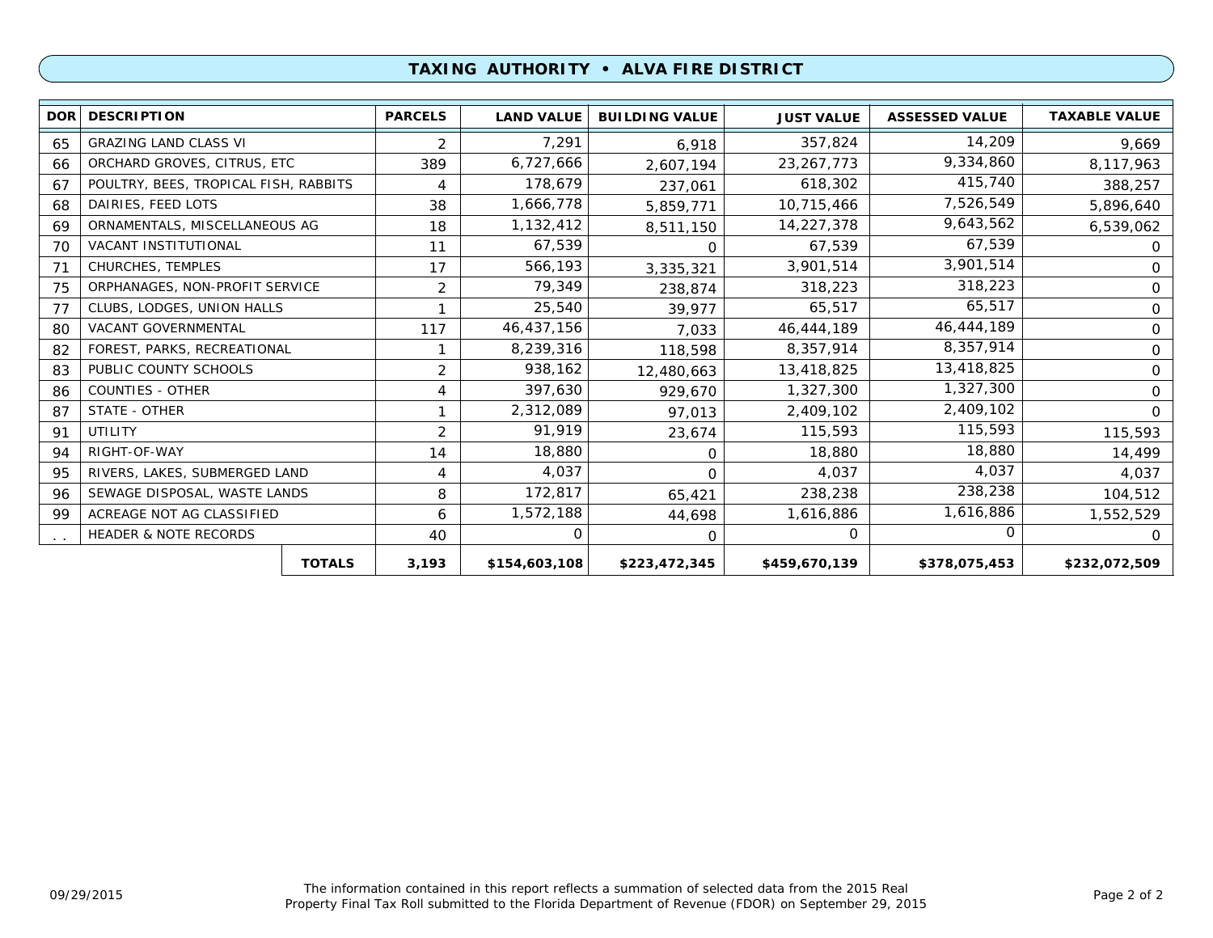## TAXING AUTHORITY • ALVA FIRE DISTRICT

| DOR | DESCRIPTION | PARCELS | LAND VALUE | BUILDING VALUE | JUST VALUE | ASSESSED VALUE | TAXABLE VALUE |
|---|---|---|---|---|---|---|---|
| 65 | GRAZING LAND CLASS VI | 2 | 7,291 | 6,918 | 357,824 | 14,209 | 9,669 |
| 66 | ORCHARD GROVES, CITRUS, ETC | 389 | 6,727,666 | 2,607,194 | 23,267,773 | 9,334,860 | 8,117,963 |
| 67 | POULTRY, BEES, TROPICAL FISH, RABBITS | 4 | 178,679 | 237,061 | 618,302 | 415,740 | 388,257 |
| 68 | DAIRIES, FEED LOTS | 38 | 1,666,778 | 5,859,771 | 10,715,466 | 7,526,549 | 5,896,640 |
| 69 | ORNAMENTALS, MISCELLANEOUS AG | 18 | 1,132,412 | 8,511,150 | 14,227,378 | 9,643,562 | 6,539,062 |
| 70 | VACANT INSTITUTIONAL | 11 | 67,539 | 0 | 67,539 | 67,539 | 0 |
| 71 | CHURCHES, TEMPLES | 17 | 566,193 | 3,335,321 | 3,901,514 | 3,901,514 | 0 |
| 75 | ORPHANAGES, NON-PROFIT SERVICE | 2 | 79,349 | 238,874 | 318,223 | 318,223 | 0 |
| 77 | CLUBS, LODGES, UNION HALLS | 1 | 25,540 | 39,977 | 65,517 | 65,517 | 0 |
| 80 | VACANT GOVERNMENTAL | 117 | 46,437,156 | 7,033 | 46,444,189 | 46,444,189 | 0 |
| 82 | FOREST, PARKS, RECREATIONAL | 1 | 8,239,316 | 118,598 | 8,357,914 | 8,357,914 | 0 |
| 83 | PUBLIC COUNTY SCHOOLS | 2 | 938,162 | 12,480,663 | 13,418,825 | 13,418,825 | 0 |
| 86 | COUNTIES - OTHER | 4 | 397,630 | 929,670 | 1,327,300 | 1,327,300 | 0 |
| 87 | STATE - OTHER | 1 | 2,312,089 | 97,013 | 2,409,102 | 2,409,102 | 0 |
| 91 | UTILITY | 2 | 91,919 | 23,674 | 115,593 | 115,593 | 115,593 |
| 94 | RIGHT-OF-WAY | 14 | 18,880 | 0 | 18,880 | 18,880 | 14,499 |
| 95 | RIVERS, LAKES, SUBMERGED LAND | 4 | 4,037 | 0 | 4,037 | 4,037 | 4,037 |
| 96 | SEWAGE DISPOSAL, WASTE LANDS | 8 | 172,817 | 65,421 | 238,238 | 238,238 | 104,512 |
| 99 | ACREAGE NOT AG CLASSIFIED | 6 | 1,572,188 | 44,698 | 1,616,886 | 1,616,886 | 1,552,529 |
| . . | HEADER & NOTE RECORDS | 40 | 0 | 0 | 0 | 0 | 0 |
| | **TOTALS** | **3,193** | **$154,603,108** | **$223,472,345** | **$459,670,139** | **$378,075,453** | **$232,072,509** |

09/29/2015

The information contained in this report reflects a summation of selected data from the 2015 Real Property Final Tax Roll submitted to the Florida Department of Revenue (FDOR) on September 29, 2015